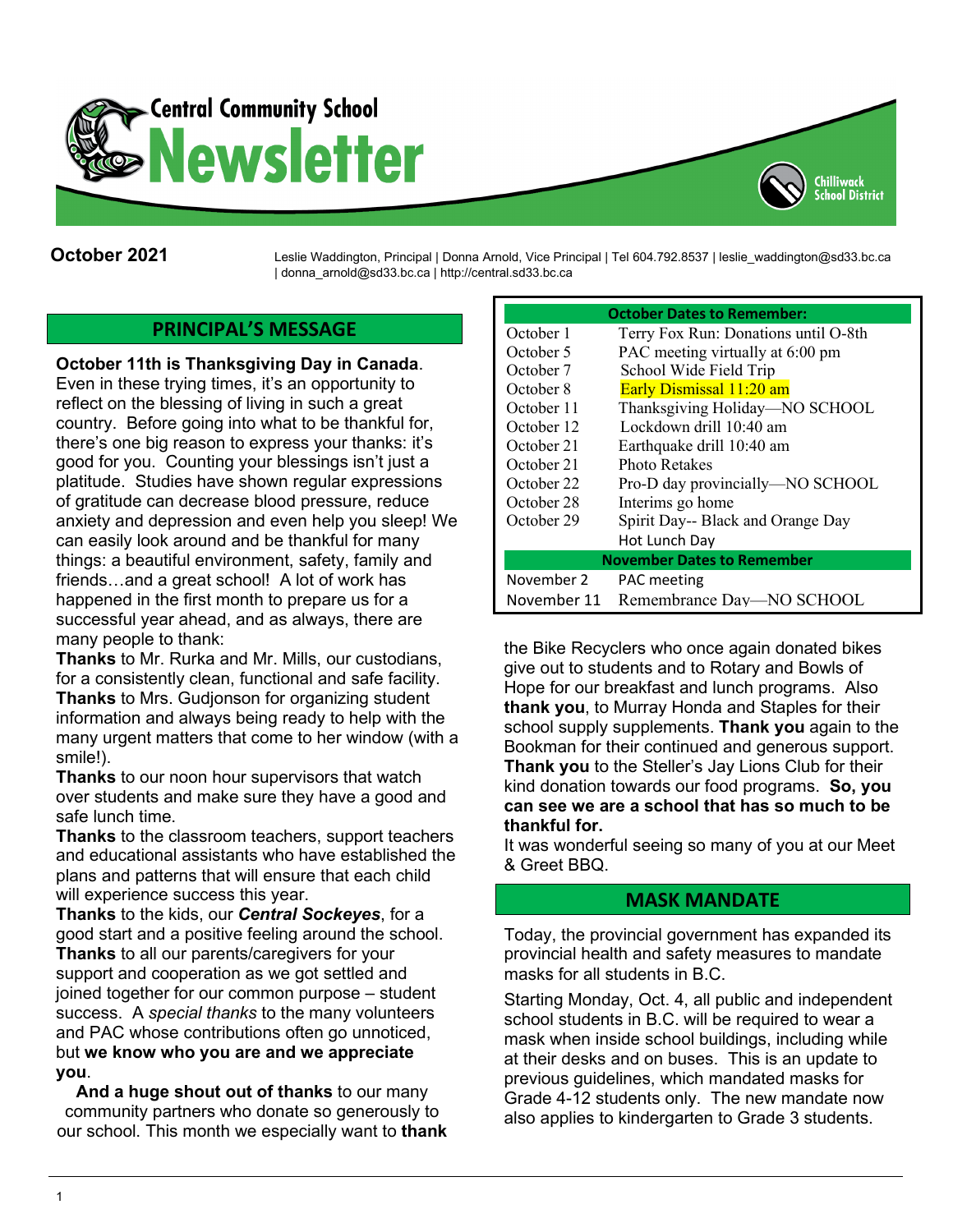# Central Community School Newsletter

Chilliwack School District

**October 2021**

Leslie Waddington, Principal | Donna Arnold, Vice Principal | Tel 604.792.8537 | leslie_waddington@sd33.bc.ca | donna_arnold@sd33.bc.ca | http://central.sd33.bc.ca

## PRINCIPAL'S MESSAGE

**October 11th is Thanksgiving Day in Canada**. Even in these trying times, it's an opportunity to reflect on the blessing of living in such a great country. Before going into what to be thankful for, there's one big reason to express your thanks: it's good for you. Counting your blessings isn't just a platitude. Studies have shown regular expressions of gratitude can decrease blood pressure, reduce anxiety and depression and even help you sleep! We can easily look around and be thankful for many things: a beautiful environment, safety, family and friends…and a great school! A lot of work has happened in the first month to prepare us for a successful year ahead, and as always, there are many people to thank:

**Thanks** to Mr. Rurka and Mr. Mills, our custodians, for a consistently clean, functional and safe facility.

**Thanks** to Mrs. Gudjonson for organizing student information and always being ready to help with the many urgent matters that come to her window (with a smile!).

**Thanks** to our noon hour supervisors that watch over students and make sure they have a good and safe lunch time.

**Thanks** to the classroom teachers, support teachers and educational assistants who have established the plans and patterns that will ensure that each child will experience success this year.

**Thanks** to the kids, our ***Central Sockeyes***, for a good start and a positive feeling around the school.

**Thanks** to all our parents/caregivers for your support and cooperation as we got settled and joined together for our common purpose – student success. A *special thanks* to the many volunteers and PAC whose contributions often go unnoticed, but **we know who you are and we appreciate you**.

**And a huge shout out of thanks** to our many community partners who donate so generously to our school. This month we especially want to **thank** the Bike Recyclers who once again donated bikes give out to students and to Rotary and Bowls of Hope for our breakfast and lunch programs. Also **thank you**, to Murray Honda and Staples for their school supply supplements. **Thank you** again to the Bookman for their continued and generous support. **Thank you** to the Steller's Jay Lions Club for their kind donation towards our food programs. **So, you can see we are a school that has so much to be thankful for.**

It was wonderful seeing so many of you at our Meet & Greet BBQ.

| October Dates to Remember: | |
|---|---|
| October 1 | Terry Fox Run: Donations until O-8th |
| October 5 | PAC meeting virtually at 6:00 pm |
| October 7 | School Wide Field Trip |
| October 8 | Early Dismissal 11:20 am |
| October 11 | Thanksgiving Holiday—NO SCHOOL |
| October 12 | Lockdown drill 10:40 am |
| October 21 | Earthquake drill 10:40 am |
| October 21 | Photo Retakes |
| October 22 | Pro-D day provincially—NO SCHOOL |
| October 28 | Interims go home |
| October 29 | Spirit Day-- Black and Orange Day<br>Hot Lunch Day |
| **November Dates to Remember** | |
| November 2 | PAC meeting |
| November 11 | Remembrance Day—NO SCHOOL |

## MASK MANDATE

Today, the provincial government has expanded its provincial health and safety measures to mandate masks for all students in B.C.

Starting Monday, Oct. 4, all public and independent school students in B.C. will be required to wear a mask when inside school buildings, including while at their desks and on buses. This is an update to previous guidelines, which mandated masks for Grade 4-12 students only. The new mandate now also applies to kindergarten to Grade 3 students.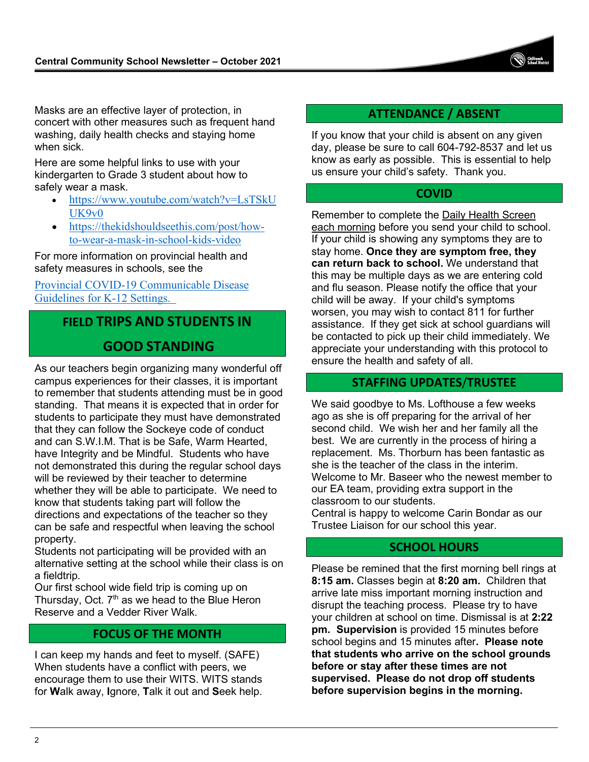Masks are an effective layer of protection, in concert with other measures such as frequent hand washing, daily health checks and staying home when sick.

Here are some helpful links to use with your kindergarten to Grade 3 student about how to safely wear a mask.

- https://www.youtube.com/watch?v=LsTSkUUK9v0
- https://thekidshouldseethis.com/post/how-to-wear-a-mask-in-school-kids-video

For more information on provincial health and safety measures in schools, see the

Provincial COVID-19 Communicable Disease Guidelines for K-12 Settings.

## FIELD TRIPS AND STUDENTS IN GOOD STANDING

As our teachers begin organizing many wonderful off campus experiences for their classes, it is important to remember that students attending must be in good standing. That means it is expected that in order for students to participate they must have demonstrated that they can follow the Sockeye code of conduct and can S.W.I.M. That is be Safe, Warm Hearted, have Integrity and be Mindful. Students who have not demonstrated this during the regular school days will be reviewed by their teacher to determine whether they will be able to participate. We need to know that students taking part will follow the directions and expectations of the teacher so they can be safe and respectful when leaving the school property.
Students not participating will be provided with an alternative setting at the school while their class is on a fieldtrip.
Our first school wide field trip is coming up on Thursday, Oct. 7th as we head to the Blue Heron Reserve and a Vedder River Walk.

## FOCUS OF THE MONTH

I can keep my hands and feet to myself. (SAFE)
When students have a conflict with peers, we encourage them to use their WITS. WITS stands for **W**alk away, **I**gnore, **T**alk it out and **S**eek help.

## ATTENDANCE / ABSENT

If you know that your child is absent on any given day, please be sure to call 604-792-8537 and let us know as early as possible. This is essential to help us ensure your child's safety. Thank you.

## COVID

Remember to complete the Daily Health Screen each morning before you send your child to school. If your child is showing any symptoms they are to stay home. **Once they are symptom free, they can return back to school.** We understand that this may be multiple days as we are entering cold and flu season. Please notify the office that your child will be away. If your child's symptoms worsen, you may wish to contact 811 for further assistance. If they get sick at school guardians will be contacted to pick up their child immediately. We appreciate your understanding with this protocol to ensure the health and safety of all.

## STAFFING UPDATES/TRUSTEE

We said goodbye to Ms. Lofthouse a few weeks ago as she is off preparing for the arrival of her second child. We wish her and her family all the best. We are currently in the process of hiring a replacement. Ms. Thorburn has been fantastic as she is the teacher of the class in the interim.
Welcome to Mr. Baseer who the newest member to our EA team, providing extra support in the classroom to our students.
Central is happy to welcome Carin Bondar as our Trustee Liaison for our school this year.

## SCHOOL HOURS

Please be remined that the first morning bell rings at **8:15 am.** Classes begin at **8:20 am.** Children that arrive late miss important morning instruction and disrupt the teaching process. Please try to have your children at school on time. Dismissal is at **2:22 pm. Supervision** is provided 15 minutes before school begins and 15 minutes after**. Please note that students who arrive on the school grounds before or stay after these times are not supervised. Please do not drop off students before supervision begins in the morning.**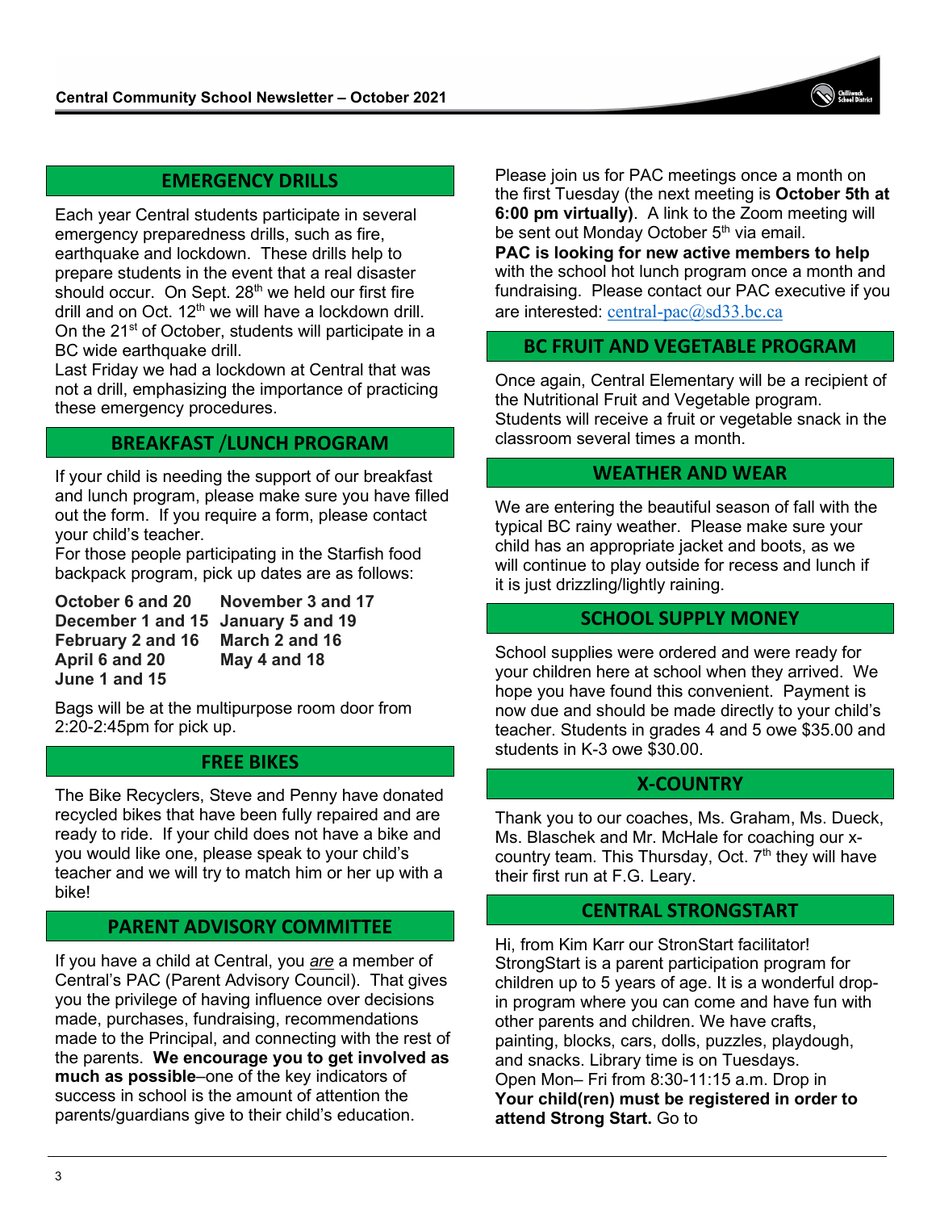## EMERGENCY DRILLS

Each year Central students participate in several emergency preparedness drills, such as fire, earthquake and lockdown. These drills help to prepare students in the event that a real disaster should occur. On Sept. 28th we held our first fire drill and on Oct. 12th we will have a lockdown drill. On the 21st of October, students will participate in a BC wide earthquake drill.
Last Friday we had a lockdown at Central that was not a drill, emphasizing the importance of practicing these emergency procedures.

## BREAKFAST /LUNCH PROGRAM

If your child is needing the support of our breakfast and lunch program, please make sure you have filled out the form. If you require a form, please contact your child's teacher.
For those people participating in the Starfish food backpack program, pick up dates are as follows:

| | |
|---|---|
| **October 6 and 20** | **November 3 and 17** |
| **December 1 and 15** | **January 5 and 19** |
| **February 2 and 16** | **March 2 and 16** |
| **April 6 and 20** | **May 4 and 18** |
| **June 1 and 15** | |

Bags will be at the multipurpose room door from 2:20-2:45pm for pick up.

## FREE BIKES

The Bike Recyclers, Steve and Penny have donated recycled bikes that have been fully repaired and are ready to ride. If your child does not have a bike and you would like one, please speak to your child's teacher and we will try to match him or her up with a bike!

## PARENT ADVISORY COMMITTEE

If you have a child at Central, you *are* a member of Central's PAC (Parent Advisory Council). That gives you the privilege of having influence over decisions made, purchases, fundraising, recommendations made to the Principal, and connecting with the rest of the parents. **We encourage you to get involved as much as possible**–one of the key indicators of success in school is the amount of attention the parents/guardians give to their child's education.

Please join us for PAC meetings once a month on the first Tuesday (the next meeting is **October 5th at 6:00 pm virtually)**. A link to the Zoom meeting will be sent out Monday October 5th via email.
**PAC is looking for new active members to help** with the school hot lunch program once a month and fundraising. Please contact our PAC executive if you are interested: central-pac@sd33.bc.ca

## BC FRUIT AND VEGETABLE PROGRAM

Once again, Central Elementary will be a recipient of the Nutritional Fruit and Vegetable program. Students will receive a fruit or vegetable snack in the classroom several times a month.

## WEATHER AND WEAR

We are entering the beautiful season of fall with the typical BC rainy weather. Please make sure your child has an appropriate jacket and boots, as we will continue to play outside for recess and lunch if it is just drizzling/lightly raining.

## SCHOOL SUPPLY MONEY

School supplies were ordered and were ready for your children here at school when they arrived. We hope you have found this convenient. Payment is now due and should be made directly to your child's teacher. Students in grades 4 and 5 owe $35.00 and students in K-3 owe $30.00.

## X-COUNTRY

Thank you to our coaches, Ms. Graham, Ms. Dueck, Ms. Blaschek and Mr. McHale for coaching our x-country team. This Thursday, Oct. 7th they will have their first run at F.G. Leary.

## CENTRAL STRONGSTART

Hi, from Kim Karr our StronStart facilitator!
StrongStart is a parent participation program for children up to 5 years of age. It is a wonderful drop-in program where you can come and have fun with other parents and children. We have crafts, painting, blocks, cars, dolls, puzzles, playdough, and snacks. Library time is on Tuesdays.
Open Mon– Fri from 8:30-11:15 a.m. Drop in
**Your child(ren) must be registered in order to attend Strong Start.** Go to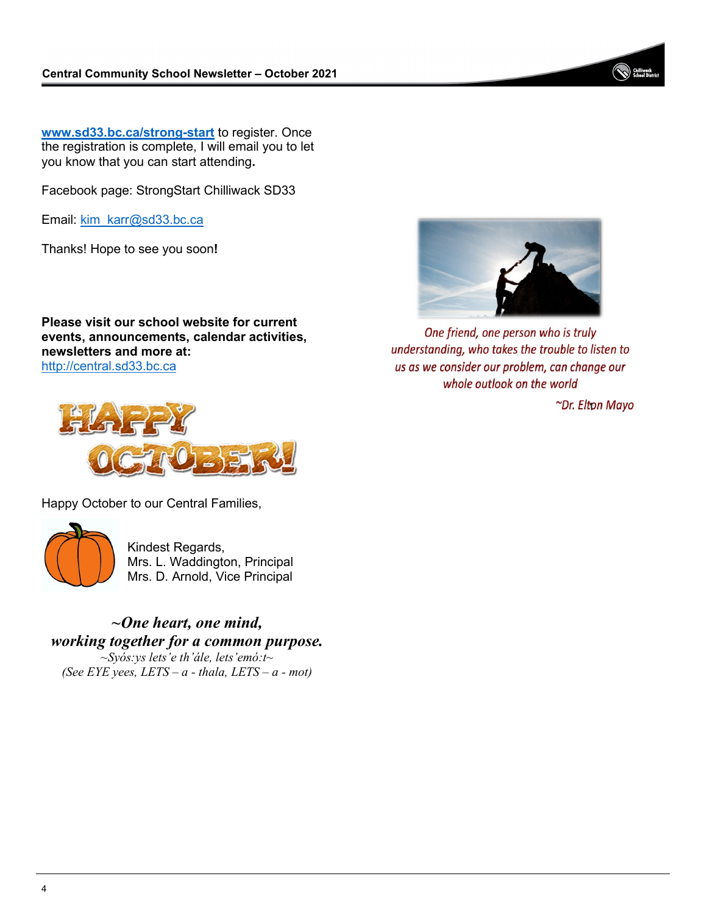www.sd33.bc.ca/strong-start to register. Once the registration is complete, I will email you to let you know that you can start attending.

Facebook page: StrongStart Chilliwack SD33

Email: kim_karr@sd33.bc.ca

Thanks! Hope to see you soon!

**Please visit our school website for current events, announcements, calendar activities, newsletters and more at:**
http://central.sd33.bc.ca

HAPPY OCTOBER!

Happy October to our Central Families,

Kindest Regards,
Mrs. L. Waddington, Principal
Mrs. D. Arnold, Vice Principal

***~One heart, one mind, working together for a common purpose.***

*~Syós:ys lets'e th'ále, lets'emó:t~*

*(See EYE yees, LETS – a - thala, LETS – a - mot)*

*One friend, one person who is truly understanding, who takes the trouble to listen to us as we consider our problem, can change our whole outlook on the world*

*~Dr. Elton Mayo*